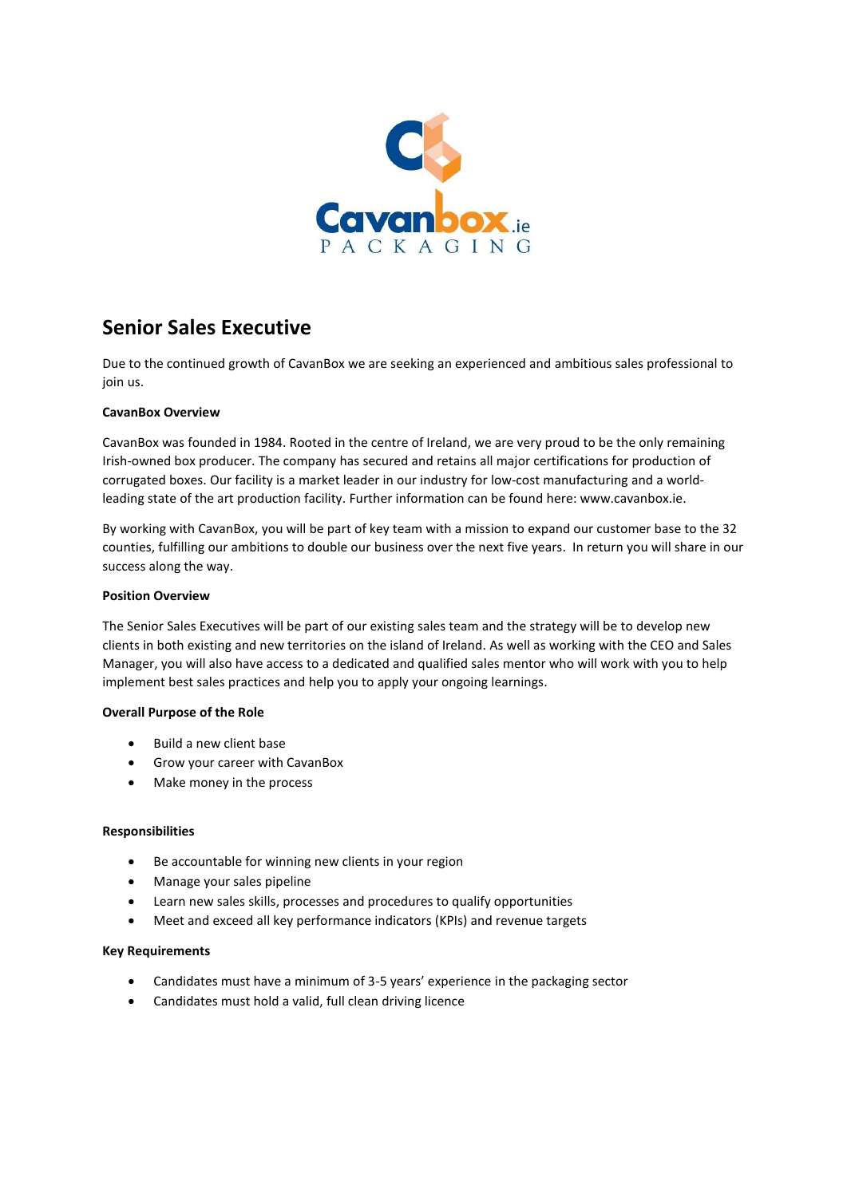# Senior Sales Executive

Due to the continued growth of CavanBox we are seeking an experienced and ambitious sales professional to join us.

**CavanBox Overview**

CavanBox was founded in 1984. Rooted in the centre of Ireland, we are very proud to be the only remaining Irish-owned box producer. The company has secured and retains all major certifications for production of corrugated boxes. Our facility is a market leader in our industry for low-cost manufacturing and a world-leading state of the art production facility. Further information can be found here: www.cavanbox.ie.

By working with CavanBox, you will be part of key team with a mission to expand our customer base to the 32 counties, fulfilling our ambitions to double our business over the next five years. In return you will share in our success along the way.

**Position Overview**

The Senior Sales Executives will be part of our existing sales team and the strategy will be to develop new clients in both existing and new territories on the island of Ireland. As well as working with the CEO and Sales Manager, you will also have access to a dedicated and qualified sales mentor who will work with you to help implement best sales practices and help you to apply your ongoing learnings.

**Overall Purpose of the Role**

- Build a new client base
- Grow your career with CavanBox
- Make money in the process

**Responsibilities**

- Be accountable for winning new clients in your region
- Manage your sales pipeline
- Learn new sales skills, processes and procedures to qualify opportunities
- Meet and exceed all key performance indicators (KPIs) and revenue targets

**Key Requirements**

- Candidates must have a minimum of 3-5 years' experience in the packaging sector
- Candidates must hold a valid, full clean driving licence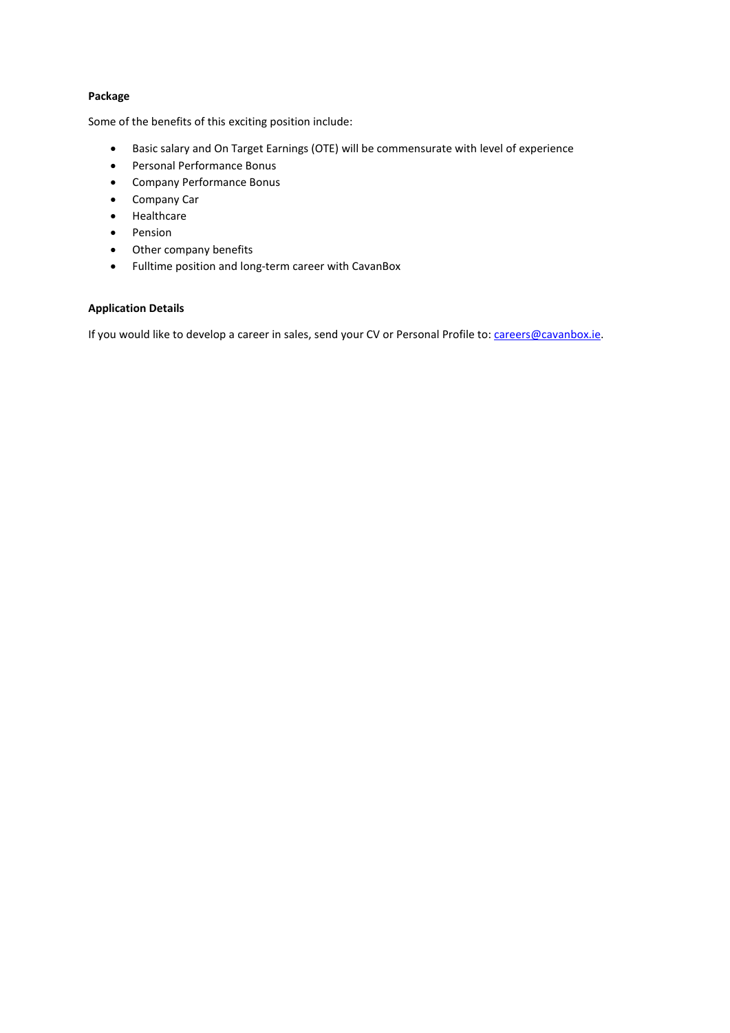**Package**

Some of the benefits of this exciting position include:

- Basic salary and On Target Earnings (OTE) will be commensurate with level of experience
- Personal Performance Bonus
- Company Performance Bonus
- Company Car
- Healthcare
- Pension
- Other company benefits
- Fulltime position and long-term career with CavanBox

**Application Details**

If you would like to develop a career in sales, send your CV or Personal Profile to: careers@cavanbox.ie.